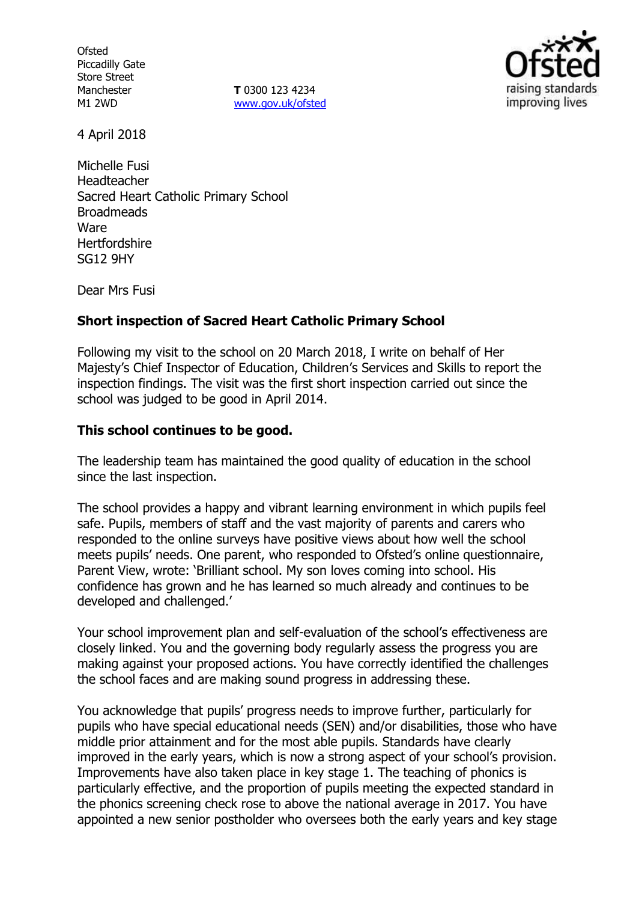Ofsted
Piccadilly Gate
Store Street
Manchester
M1 2WD

**T** 0300 123 4234
www.gov.uk/ofsted

4 April 2018

Michelle Fusi
Headteacher
Sacred Heart Catholic Primary School
Broadmeads
Ware
Hertfordshire
SG12 9HY

Dear Mrs Fusi

**Short inspection of Sacred Heart Catholic Primary School**

Following my visit to the school on 20 March 2018, I write on behalf of Her Majesty's Chief Inspector of Education, Children's Services and Skills to report the inspection findings. The visit was the first short inspection carried out since the school was judged to be good in April 2014.

**This school continues to be good.**

The leadership team has maintained the good quality of education in the school since the last inspection.

The school provides a happy and vibrant learning environment in which pupils feel safe. Pupils, members of staff and the vast majority of parents and carers who responded to the online surveys have positive views about how well the school meets pupils' needs. One parent, who responded to Ofsted's online questionnaire, Parent View, wrote: 'Brilliant school. My son loves coming into school. His confidence has grown and he has learned so much already and continues to be developed and challenged.'

Your school improvement plan and self-evaluation of the school's effectiveness are closely linked. You and the governing body regularly assess the progress you are making against your proposed actions. You have correctly identified the challenges the school faces and are making sound progress in addressing these.

You acknowledge that pupils' progress needs to improve further, particularly for pupils who have special educational needs (SEN) and/or disabilities, those who have middle prior attainment and for the most able pupils. Standards have clearly improved in the early years, which is now a strong aspect of your school's provision. Improvements have also taken place in key stage 1. The teaching of phonics is particularly effective, and the proportion of pupils meeting the expected standard in the phonics screening check rose to above the national average in 2017. You have appointed a new senior postholder who oversees both the early years and key stage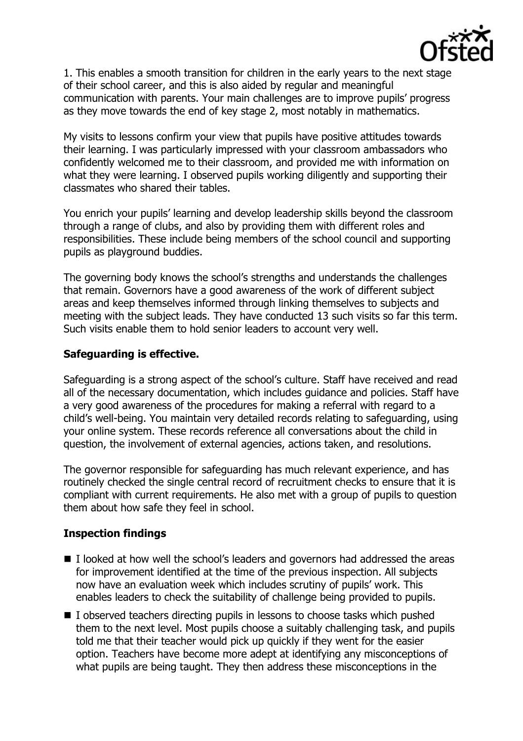1. This enables a smooth transition for children in the early years to the next stage of their school career, and this is also aided by regular and meaningful communication with parents. Your main challenges are to improve pupils' progress as they move towards the end of key stage 2, most notably in mathematics.

My visits to lessons confirm your view that pupils have positive attitudes towards their learning. I was particularly impressed with your classroom ambassadors who confidently welcomed me to their classroom, and provided me with information on what they were learning. I observed pupils working diligently and supporting their classmates who shared their tables.

You enrich your pupils' learning and develop leadership skills beyond the classroom through a range of clubs, and also by providing them with different roles and responsibilities. These include being members of the school council and supporting pupils as playground buddies.

The governing body knows the school's strengths and understands the challenges that remain. Governors have a good awareness of the work of different subject areas and keep themselves informed through linking themselves to subjects and meeting with the subject leads. They have conducted 13 such visits so far this term. Such visits enable them to hold senior leaders to account very well.

**Safeguarding is effective.**

Safeguarding is a strong aspect of the school's culture. Staff have received and read all of the necessary documentation, which includes guidance and policies. Staff have a very good awareness of the procedures for making a referral with regard to a child's well-being. You maintain very detailed records relating to safeguarding, using your online system. These records reference all conversations about the child in question, the involvement of external agencies, actions taken, and resolutions.

The governor responsible for safeguarding has much relevant experience, and has routinely checked the single central record of recruitment checks to ensure that it is compliant with current requirements. He also met with a group of pupils to question them about how safe they feel in school.

**Inspection findings**

- I looked at how well the school's leaders and governors had addressed the areas for improvement identified at the time of the previous inspection. All subjects now have an evaluation week which includes scrutiny of pupils' work. This enables leaders to check the suitability of challenge being provided to pupils.
- I observed teachers directing pupils in lessons to choose tasks which pushed them to the next level. Most pupils choose a suitably challenging task, and pupils told me that their teacher would pick up quickly if they went for the easier option. Teachers have become more adept at identifying any misconceptions of what pupils are being taught. They then address these misconceptions in the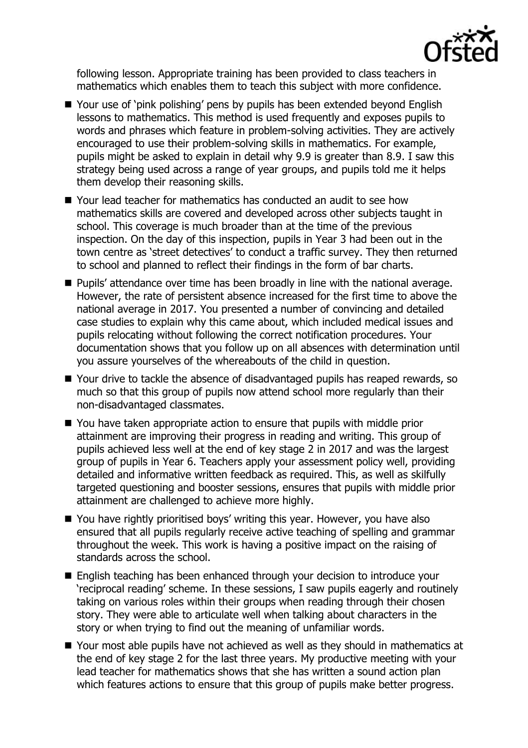following lesson. Appropriate training has been provided to class teachers in mathematics which enables them to teach this subject with more confidence.

- Your use of 'pink polishing' pens by pupils has been extended beyond English lessons to mathematics. This method is used frequently and exposes pupils to words and phrases which feature in problem-solving activities. They are actively encouraged to use their problem-solving skills in mathematics. For example, pupils might be asked to explain in detail why 9.9 is greater than 8.9. I saw this strategy being used across a range of year groups, and pupils told me it helps them develop their reasoning skills.
- Your lead teacher for mathematics has conducted an audit to see how mathematics skills are covered and developed across other subjects taught in school. This coverage is much broader than at the time of the previous inspection. On the day of this inspection, pupils in Year 3 had been out in the town centre as 'street detectives' to conduct a traffic survey. They then returned to school and planned to reflect their findings in the form of bar charts.
- Pupils' attendance over time has been broadly in line with the national average. However, the rate of persistent absence increased for the first time to above the national average in 2017. You presented a number of convincing and detailed case studies to explain why this came about, which included medical issues and pupils relocating without following the correct notification procedures. Your documentation shows that you follow up on all absences with determination until you assure yourselves of the whereabouts of the child in question.
- Your drive to tackle the absence of disadvantaged pupils has reaped rewards, so much so that this group of pupils now attend school more regularly than their non-disadvantaged classmates.
- You have taken appropriate action to ensure that pupils with middle prior attainment are improving their progress in reading and writing. This group of pupils achieved less well at the end of key stage 2 in 2017 and was the largest group of pupils in Year 6. Teachers apply your assessment policy well, providing detailed and informative written feedback as required. This, as well as skilfully targeted questioning and booster sessions, ensures that pupils with middle prior attainment are challenged to achieve more highly.
- You have rightly prioritised boys' writing this year. However, you have also ensured that all pupils regularly receive active teaching of spelling and grammar throughout the week. This work is having a positive impact on the raising of standards across the school.
- English teaching has been enhanced through your decision to introduce your 'reciprocal reading' scheme. In these sessions, I saw pupils eagerly and routinely taking on various roles within their groups when reading through their chosen story. They were able to articulate well when talking about characters in the story or when trying to find out the meaning of unfamiliar words.
- Your most able pupils have not achieved as well as they should in mathematics at the end of key stage 2 for the last three years. My productive meeting with your lead teacher for mathematics shows that she has written a sound action plan which features actions to ensure that this group of pupils make better progress.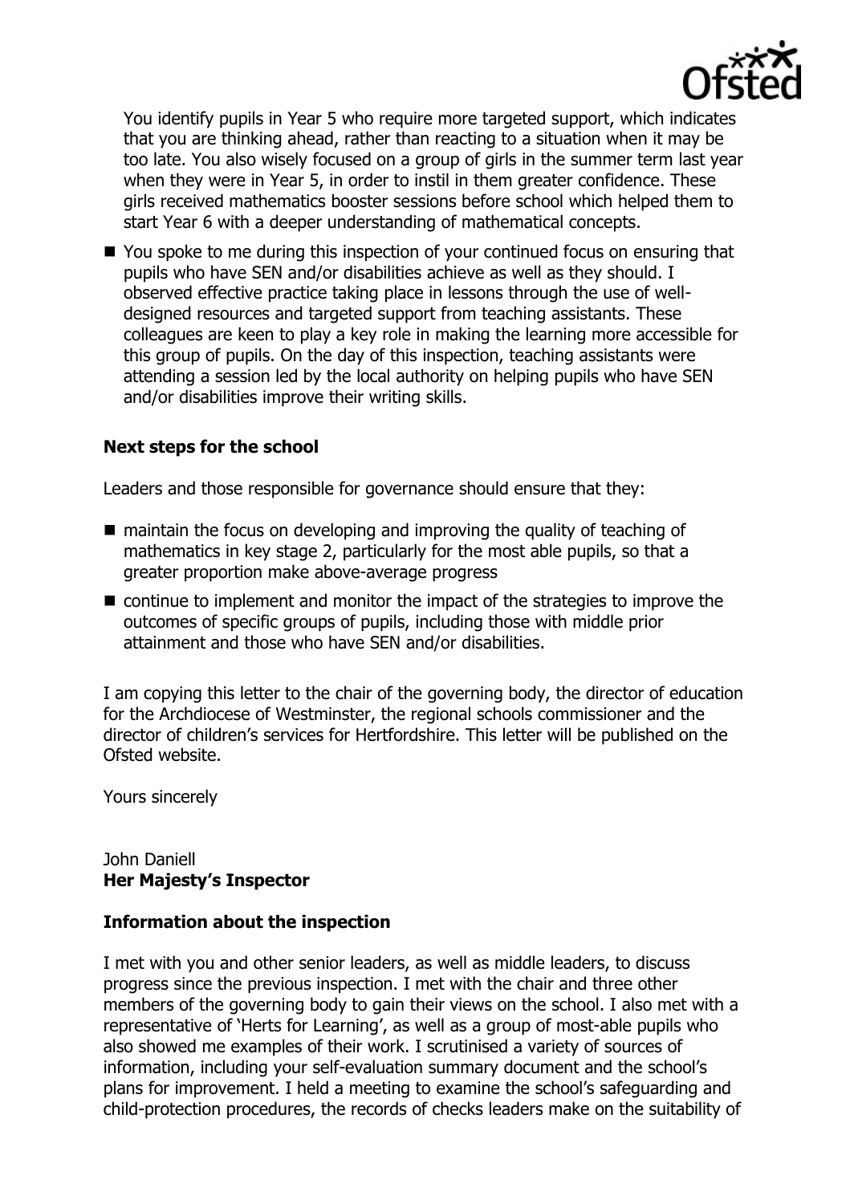You identify pupils in Year 5 who require more targeted support, which indicates that you are thinking ahead, rather than reacting to a situation when it may be too late. You also wisely focused on a group of girls in the summer term last year when they were in Year 5, in order to instil in them greater confidence. These girls received mathematics booster sessions before school which helped them to start Year 6 with a deeper understanding of mathematical concepts.

- You spoke to me during this inspection of your continued focus on ensuring that pupils who have SEN and/or disabilities achieve as well as they should. I observed effective practice taking place in lessons through the use of well-designed resources and targeted support from teaching assistants. These colleagues are keen to play a key role in making the learning more accessible for this group of pupils. On the day of this inspection, teaching assistants were attending a session led by the local authority on helping pupils who have SEN and/or disabilities improve their writing skills.

**Next steps for the school**

Leaders and those responsible for governance should ensure that they:

- maintain the focus on developing and improving the quality of teaching of mathematics in key stage 2, particularly for the most able pupils, so that a greater proportion make above-average progress
- continue to implement and monitor the impact of the strategies to improve the outcomes of specific groups of pupils, including those with middle prior attainment and those who have SEN and/or disabilities.

I am copying this letter to the chair of the governing body, the director of education for the Archdiocese of Westminster, the regional schools commissioner and the director of children's services for Hertfordshire. This letter will be published on the Ofsted website.

Yours sincerely

John Daniell
**Her Majesty's Inspector**

**Information about the inspection**

I met with you and other senior leaders, as well as middle leaders, to discuss progress since the previous inspection. I met with the chair and three other members of the governing body to gain their views on the school. I also met with a representative of 'Herts for Learning', as well as a group of most-able pupils who also showed me examples of their work. I scrutinised a variety of sources of information, including your self-evaluation summary document and the school's plans for improvement. I held a meeting to examine the school's safeguarding and child-protection procedures, the records of checks leaders make on the suitability of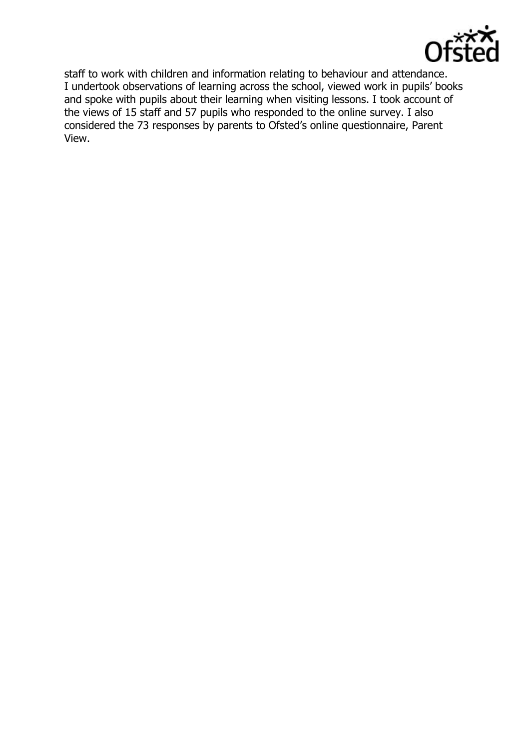staff to work with children and information relating to behaviour and attendance. I undertook observations of learning across the school, viewed work in pupils' books and spoke with pupils about their learning when visiting lessons. I took account of the views of 15 staff and 57 pupils who responded to the online survey. I also considered the 73 responses by parents to Ofsted's online questionnaire, Parent View.